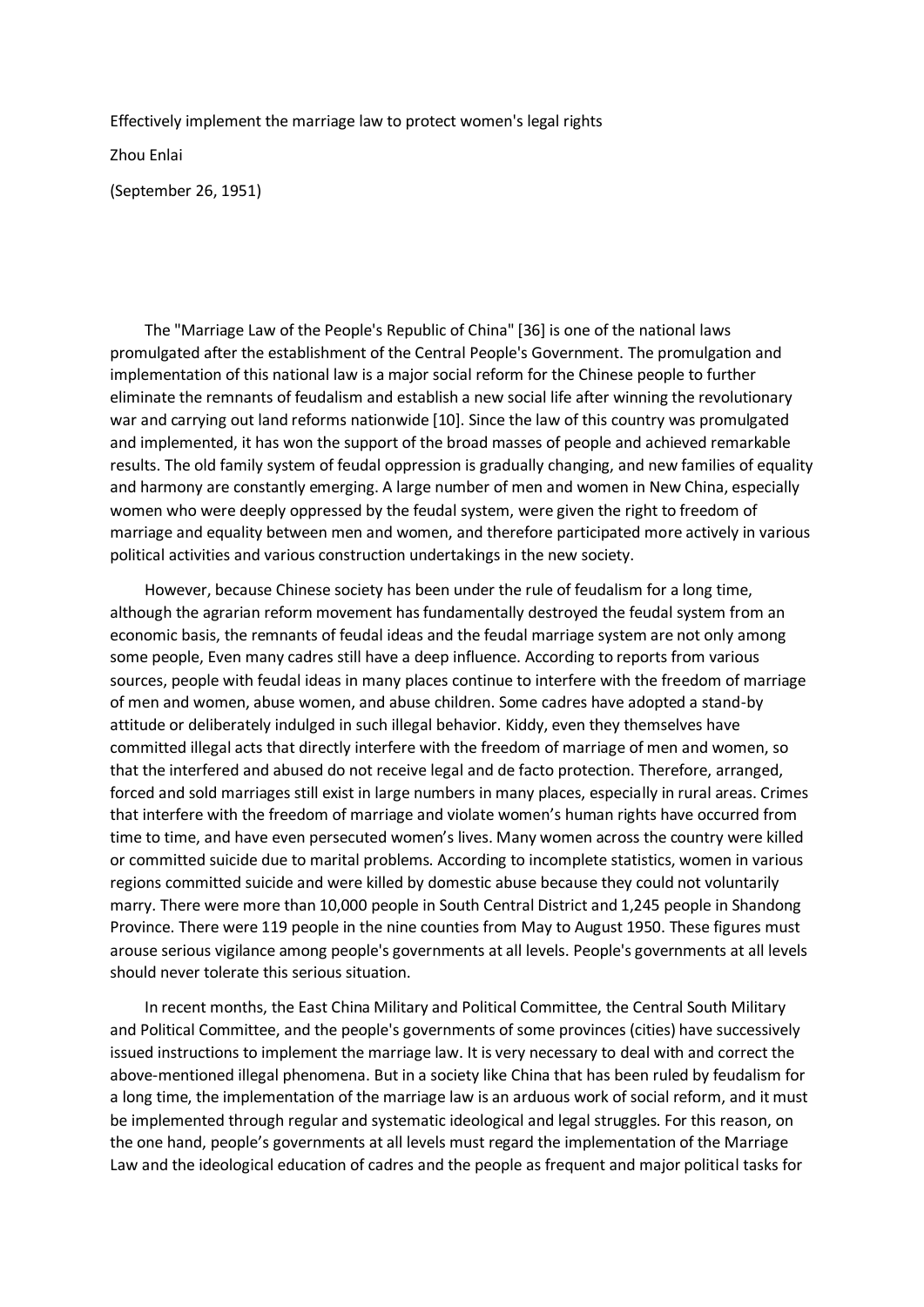Effectively implement the marriage law to protect women's legal rights

Zhou Enlai

(September 26, 1951)

The "Marriage Law of the People's Republic of China" [36] is one of the national laws promulgated after the establishment of the Central People's Government. The promulgation and implementation of this national law is a major social reform for the Chinese people to further eliminate the remnants of feudalism and establish a new social life after winning the revolutionary war and carrying out land reforms nationwide [10]. Since the law of this country was promulgated and implemented, it has won the support of the broad masses of people and achieved remarkable results. The old family system of feudal oppression is gradually changing, and new families of equality and harmony are constantly emerging. A large number of men and women in New China, especially women who were deeply oppressed by the feudal system, were given the right to freedom of marriage and equality between men and women, and therefore participated more actively in various political activities and various construction undertakings in the new society.

However, because Chinese society has been under the rule of feudalism for a long time, although the agrarian reform movement has fundamentally destroyed the feudal system from an economic basis, the remnants of feudal ideas and the feudal marriage system are not only among some people, Even many cadres still have a deep influence. According to reports from various sources, people with feudal ideas in many places continue to interfere with the freedom of marriage of men and women, abuse women, and abuse children. Some cadres have adopted a stand-by attitude or deliberately indulged in such illegal behavior. Kiddy, even they themselves have committed illegal acts that directly interfere with the freedom of marriage of men and women, so that the interfered and abused do not receive legal and de facto protection. Therefore, arranged, forced and sold marriages still exist in large numbers in many places, especially in rural areas. Crimes that interfere with the freedom of marriage and violate women's human rights have occurred from time to time, and have even persecuted women's lives. Many women across the country were killed or committed suicide due to marital problems. According to incomplete statistics, women in various regions committed suicide and were killed by domestic abuse because they could not voluntarily marry. There were more than 10,000 people in South Central District and 1,245 people in Shandong Province. There were 119 people in the nine counties from May to August 1950. These figures must arouse serious vigilance among people's governments at all levels. People's governments at all levels should never tolerate this serious situation.

In recent months, the East China Military and Political Committee, the Central South Military and Political Committee, and the people's governments of some provinces (cities) have successively issued instructions to implement the marriage law. It is very necessary to deal with and correct the above-mentioned illegal phenomena. But in a society like China that has been ruled by feudalism for a long time, the implementation of the marriage law is an arduous work of social reform, and it must be implemented through regular and systematic ideological and legal struggles. For this reason, on the one hand, people's governments at all levels must regard the implementation of the Marriage Law and the ideological education of cadres and the people as frequent and major political tasks for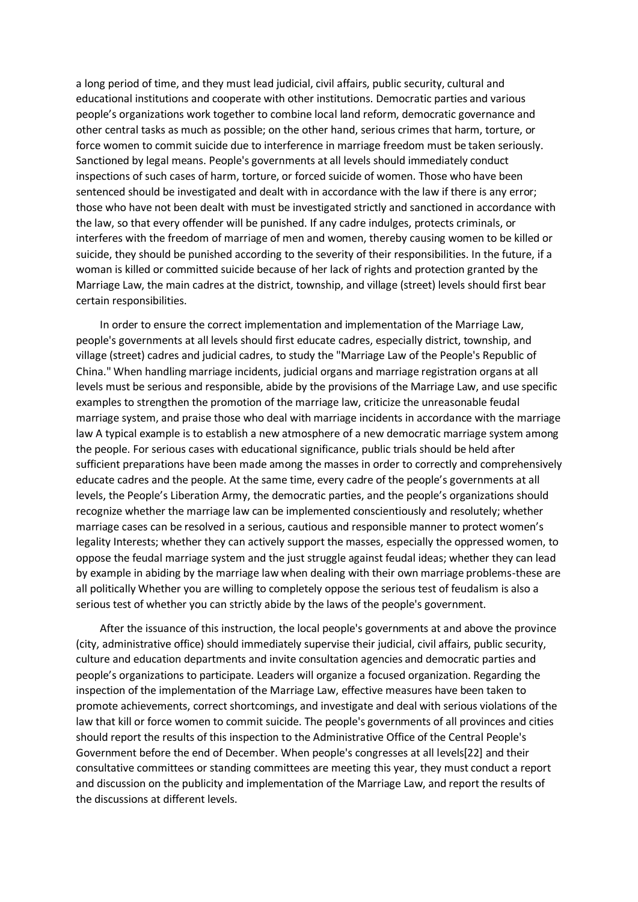a long period of time, and they must lead judicial, civil affairs, public security, cultural and educational institutions and cooperate with other institutions. Democratic parties and various people's organizations work together to combine local land reform, democratic governance and other central tasks as much as possible; on the other hand, serious crimes that harm, torture, or force women to commit suicide due to interference in marriage freedom must be taken seriously. Sanctioned by legal means. People's governments at all levels should immediately conduct inspections of such cases of harm, torture, or forced suicide of women. Those who have been sentenced should be investigated and dealt with in accordance with the law if there is any error; those who have not been dealt with must be investigated strictly and sanctioned in accordance with the law, so that every offender will be punished. If any cadre indulges, protects criminals, or interferes with the freedom of marriage of men and women, thereby causing women to be killed or suicide, they should be punished according to the severity of their responsibilities. In the future, if a woman is killed or committed suicide because of her lack of rights and protection granted by the Marriage Law, the main cadres at the district, township, and village (street) levels should first bear certain responsibilities.

In order to ensure the correct implementation and implementation of the Marriage Law, people's governments at all levels should first educate cadres, especially district, township, and village (street) cadres and judicial cadres, to study the "Marriage Law of the People's Republic of China." When handling marriage incidents, judicial organs and marriage registration organs at all levels must be serious and responsible, abide by the provisions of the Marriage Law, and use specific examples to strengthen the promotion of the marriage law, criticize the unreasonable feudal marriage system, and praise those who deal with marriage incidents in accordance with the marriage law A typical example is to establish a new atmosphere of a new democratic marriage system among the people. For serious cases with educational significance, public trials should be held after sufficient preparations have been made among the masses in order to correctly and comprehensively educate cadres and the people. At the same time, every cadre of the people's governments at all levels, the People's Liberation Army, the democratic parties, and the people's organizations should recognize whether the marriage law can be implemented conscientiously and resolutely; whether marriage cases can be resolved in a serious, cautious and responsible manner to protect women's legality Interests; whether they can actively support the masses, especially the oppressed women, to oppose the feudal marriage system and the just struggle against feudal ideas; whether they can lead by example in abiding by the marriage law when dealing with their own marriage problems-these are all politically Whether you are willing to completely oppose the serious test of feudalism is also a serious test of whether you can strictly abide by the laws of the people's government.

After the issuance of this instruction, the local people's governments at and above the province (city, administrative office) should immediately supervise their judicial, civil affairs, public security, culture and education departments and invite consultation agencies and democratic parties and people's organizations to participate. Leaders will organize a focused organization. Regarding the inspection of the implementation of the Marriage Law, effective measures have been taken to promote achievements, correct shortcomings, and investigate and deal with serious violations of the law that kill or force women to commit suicide. The people's governments of all provinces and cities should report the results of this inspection to the Administrative Office of the Central People's Government before the end of December. When people's congresses at all levels[22] and their consultative committees or standing committees are meeting this year, they must conduct a report and discussion on the publicity and implementation of the Marriage Law, and report the results of the discussions at different levels.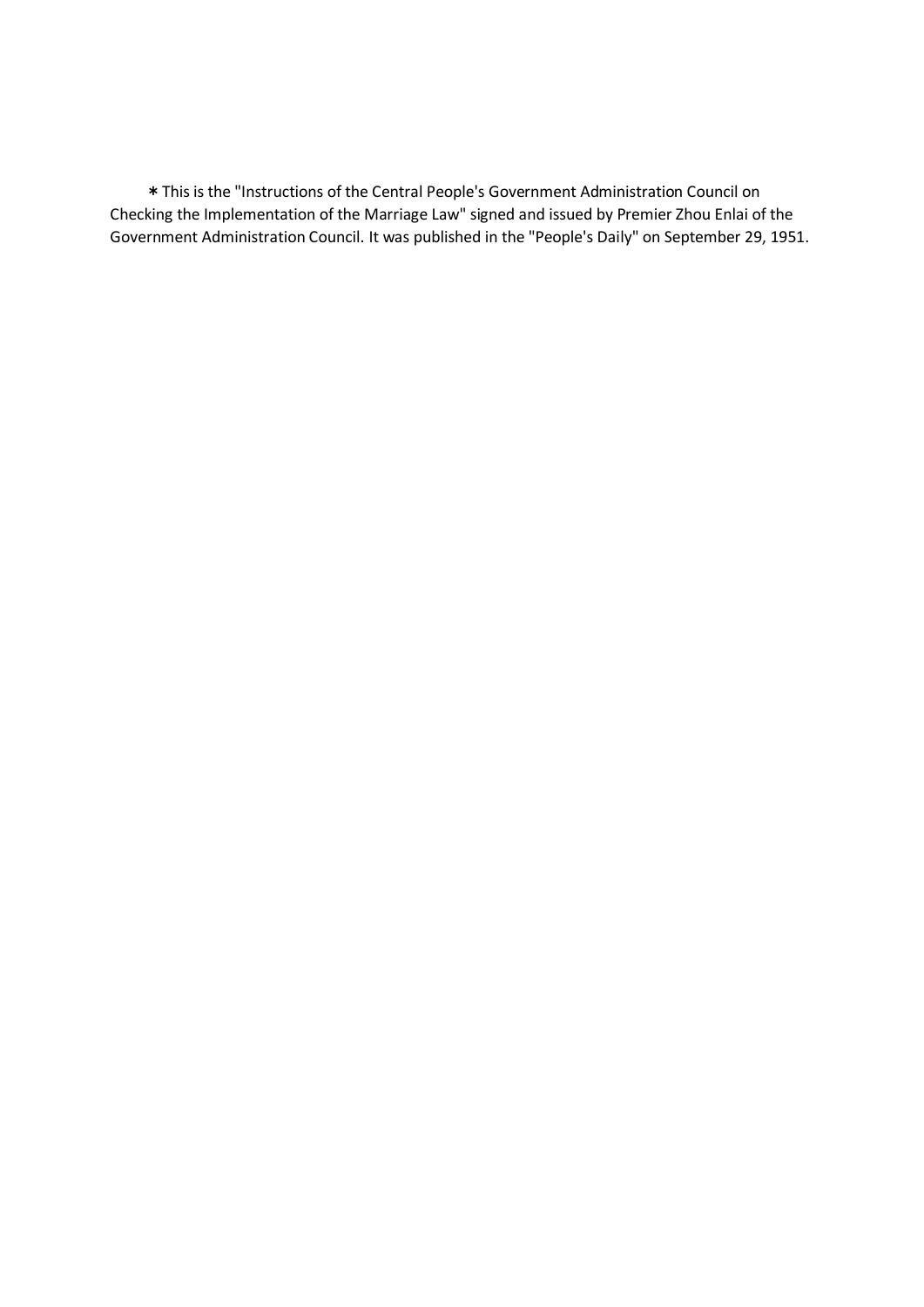* This is the "Instructions of the Central People's Government Administration Council on Checking the Implementation of the Marriage Law" signed and issued by Premier Zhou Enlai of the Government Administration Council. It was published in the "People's Daily" on September 29, 1951.